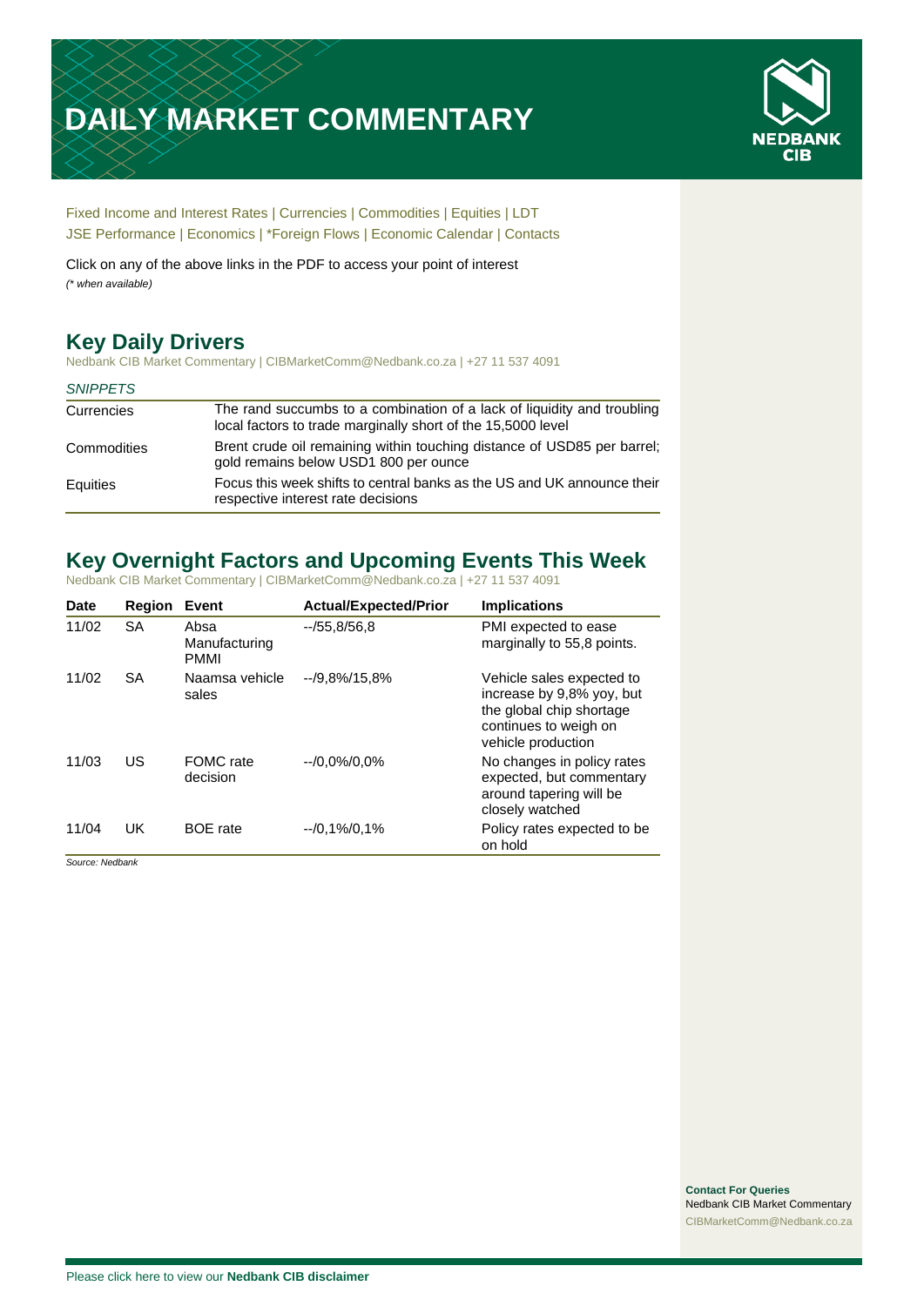# DAILY MARKET COMMENTARY

NEDBANK CIB

Fixed Income and Interest Rates | Currencies | Commodities | Equities | LDT
JSE Performance | Economics | *Foreign Flows | Economic Calendar | Contacts

Click on any of the above links in the PDF to access your point of interest
*(* when available)*

## Key Daily Drivers

Nedbank CIB Market Commentary | CIBMarketComm@Nedbank.co.za | +27 11 537 4091

| *SNIPPETS* | |
|---|---|
| Currencies | The rand succumbs to a combination of a lack of liquidity and troubling local factors to trade marginally short of the 15,5000 level |
| Commodities | Brent crude oil remaining within touching distance of USD85 per barrel; gold remains below USD1 800 per ounce |
| Equities | Focus this week shifts to central banks as the US and UK announce their respective interest rate decisions |

## Key Overnight Factors and Upcoming Events This Week

Nedbank CIB Market Commentary | CIBMarketComm@Nedbank.co.za | +27 11 537 4091

| Date | Region | Event | Actual/Expected/Prior | Implications |
|---|---|---|---|---|
| 11/02 | SA | Absa Manufacturing PMMI | --/55,8/56,8 | PMI expected to ease marginally to 55,8 points. |
| 11/02 | SA | Naamsa vehicle sales | --/9,8%/15,8% | Vehicle sales expected to increase by 9,8% yoy, but the global chip shortage continues to weigh on vehicle production |
| 11/03 | US | FOMC rate decision | --/0,0%/0,0% | No changes in policy rates expected, but commentary around tapering will be closely watched |
| 11/04 | UK | BOE rate | --/0,1%/0,1% | Policy rates expected to be on hold |

*Source: Nedbank*

**Contact For Queries**
Nedbank CIB Market Commentary
CIBMarketComm@Nedbank.co.za

Please click here to view our **Nedbank CIB disclaimer**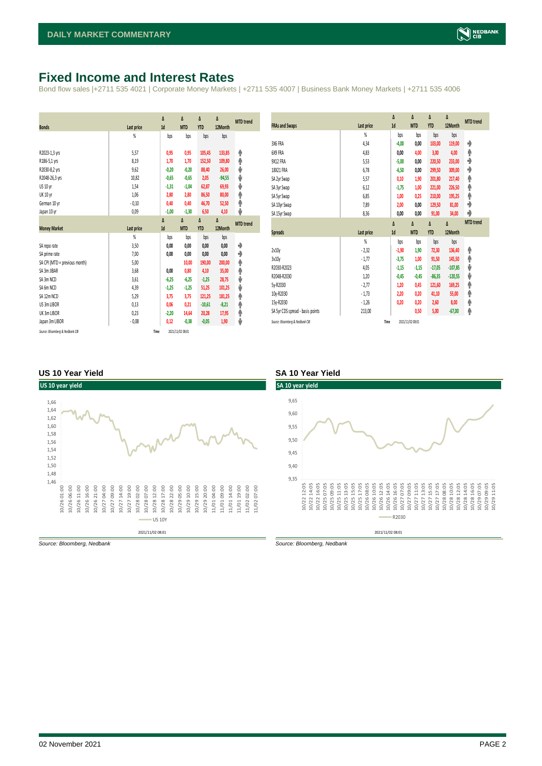# Fixed Income and Interest Rates

Bond flow sales |+2711 535 4021 | Corporate Money Markets | +2711 535 4007 | Business Bank Money Markets | +2711 535 4006

| Bonds | Last price | Δ 1d | Δ MTD | Δ YTD | Δ 12Month | MTD trend |
|---|---|---|---|---|---|---|
| | % | bps | bps | bps | bps | |
| R2023-1,3 yrs | 5,57 | 0,95 | 0,95 | 105,45 | 133,85 | ↑ |
| R186-5,1 yrs | 8,19 | 1,70 | 1,70 | 152,50 | 109,80 | ↑ |
| R2030-8,2 yrs | 9,62 | -0,20 | -0,20 | 88,40 | 26,00 | ↓ |
| R2048-26,3 yrs | 10,82 | -0,65 | -0,65 | 2,05 | -94,55 | ↓ |
| US 10 yr | 1,54 | -1,31 | -1,04 | 62,87 | 69,93 | ↓ |
| UK 10 yr | 1,06 | 2,80 | 2,80 | 86,50 | 80,00 | ↑ |
| German 10 yr | -0,10 | 0,40 | 0,40 | 46,70 | 52,50 | ↑ |
| Japan 10 yr | 0,09 | -1,00 | -1,30 | 6,50 | 4,10 | ↓ |

| Money Market | Last price | Δ 1d | Δ MTD | Δ YTD | Δ 12Month | MTD trend |
|---|---|---|---|---|---|---|
| | % | bps | bps | bps | bps | |
| SA repo rate | 3,50 | 0,00 | 0,00 | 0,00 | 0,00 | → |
| SA prime rate | 7,00 | 0,00 | 0,00 | 0,00 | 0,00 | → |
| SA CPI (MTD = previous month) | 5,00 | | 10,00 | 190,00 | 200,00 | ↑ |
| SA 3m JIBAR | 3,68 | 0,00 | 0,80 | 4,10 | 35,00 | ↑ |
| SA 3m NCD | 3,61 | -6,25 | -6,25 | -1,25 | 28,75 | ↓ |
| SA 6m NCD | 4,39 | -1,25 | -1,25 | 51,25 | 101,25 | ↓ |
| SA 12m NCD | 5,29 | 3,75 | 3,75 | 121,25 | 181,25 | ↑ |
| US 3m LIBOR | 0,13 | 0,06 | 0,21 | -10,61 | -8,21 | ↑ |
| UK 3m LIBOR | 0,23 | -2,20 | 14,64 | 20,28 | 17,95 | ↑ |
| Japan 3m LIBOR | -0,08 | 0,12 | -0,38 | -0,05 | 1,90 | ↓ |

Source: Bloomberg & Nedbank CIB | Time 2021/11/02 08:01

| FRAs and Swaps | Last price | Δ 1d | Δ MTD | Δ YTD | Δ 12Month | MTD trend |
|---|---|---|---|---|---|---|
| | % | bps | bps | bps | bps | |
| 3X6 FRA | 4,34 | -4,00 | 0,00 | 103,00 | 119,00 | → |
| 6X9 FRA | 4,83 | 0,00 | 4,00 | 3,00 | 4,00 | ↑ |
| 9X12 FRA | 5,53 | -5,00 | 0,00 | 220,50 | 233,00 | → |
| 18X21 FRA | 6,78 | -6,50 | 0,00 | 299,50 | 309,00 | → |
| SA 2yr Swap | 5,57 | 0,10 | 1,90 | 201,80 | 217,40 | ↑ |
| SA 3yr Swap | 6,12 | -1,75 | 1,00 | 221,00 | 226,50 | ↑ |
| SA 5yr Swap | 6,85 | 1,00 | 0,25 | 210,00 | 195,25 | ↑ |
| SA 10yr Swap | 7,89 | 2,00 | 0,00 | 129,50 | 81,00 | → |
| SA 15yr Swap | 8,36 | 0,00 | 0,00 | 91,00 | 34,00 | → |

| Spreads | Last price | Δ 1d | Δ MTD | Δ YTD | Δ 12Month | MTD trend |
|---|---|---|---|---|---|---|
| | % | bps | bps | bps | bps | |
| 2v10y | -2,32 | -1,90 | 1,90 | 72,30 | 136,40 | ↑ |
| 3v10y | -1,77 | -3,75 | 1,00 | 91,50 | 145,50 | ↑ |
| R2030-R2023 | 4,05 | -1,15 | -1,15 | -17,05 | -107,85 | ↓ |
| R2048-R2030 | 1,20 | -0,45 | -0,45 | -86,35 | -120,55 | ↓ |
| 5y-R2030 | -2,77 | 1,20 | 0,45 | 121,60 | 169,25 | ↑ |
| 10y-R2030 | -1,73 | 2,20 | 0,20 | 41,10 | 55,00 | ↑ |
| 15y-R2030 | -1,26 | 0,20 | 0,20 | 2,60 | 8,00 | ↑ |
| SA 5yr CDS spread - basis points | 213,00 | | 0,50 | 5,00 | -67,00 | ↑ |

Source: Bloomberg & Nedbank CIB | Time 2021/11/02 08:01

## US 10 Year Yield

Source: Bloomberg, Nedbank

## SA 10 Year Yield

Source: Bloomberg, Nedbank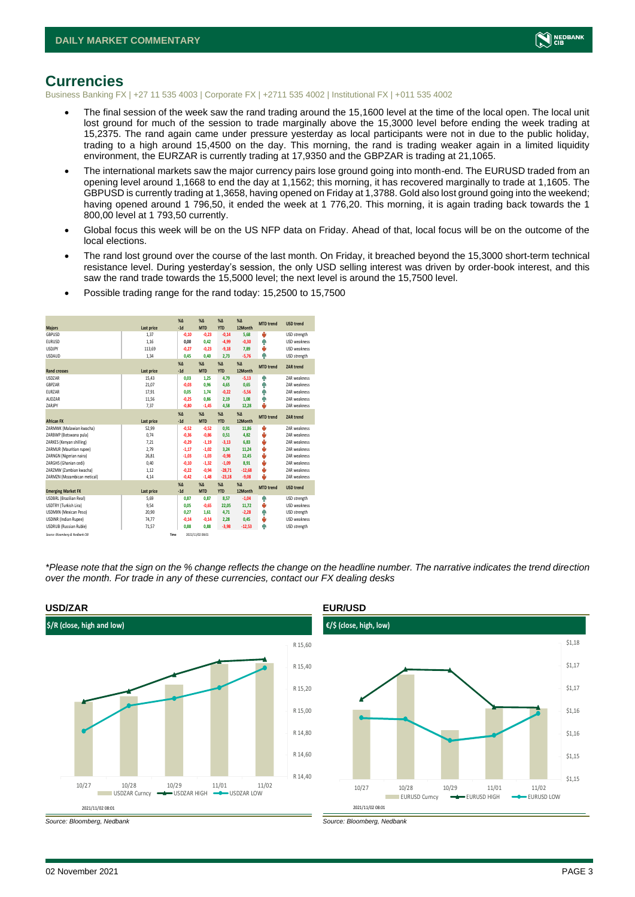## Currencies

Business Banking FX | +27 11 535 4003 | Corporate FX | +2711 535 4002 | Institutional FX | +011 535 4002

- The final session of the week saw the rand trading around the 15,1600 level at the time of the local open. The local unit lost ground for much of the session to trade marginally above the 15,3000 level before ending the week trading at 15,2375. The rand again came under pressure yesterday as local participants were not in due to the public holiday, trading to a high around 15,4500 on the day. This morning, the rand is trading weaker again in a limited liquidity environment, the EURZAR is currently trading at 17,9350 and the GBPZAR is trading at 21,1065.
- The international markets saw the major currency pairs lose ground going into month-end. The EURUSD traded from an opening level around 1,1668 to end the day at 1,1562; this morning, it has recovered marginally to trade at 1,1605. The GBPUSD is currently trading at 1,3658, having opened on Friday at 1,3788. Gold also lost ground going into the weekend; having opened around 1 796,50, it ended the week at 1 776,20. This morning, it is again trading back towards the 1 800,00 level at 1 793,50 currently.
- Global focus this week will be on the US NFP data on Friday. Ahead of that, local focus will be on the outcome of the local elections.
- The rand lost ground over the course of the last month. On Friday, it breached beyond the 15,3000 short-term technical resistance level. During yesterday's session, the only USD selling interest was driven by order-book interest, and this saw the rand trade towards the 15,5000 level; the next level is around the 15,7500 level.
- Possible trading range for the rand today: 15,2500 to 15,7500

| Majors | Last price | %Δ -1d | %Δ MTD | %Δ YTD | %Δ 12Month | MTD trend | USD trend |
|---|---|---|---|---|---|---|---|
| GBPUSD | 1,37 | -0,10 | -0,23 | -0,14 | 5,68 | ⬇ | USD strength |
| EURUSD | 1,16 | 0,00 | 0,42 | -4,99 | -0,30 | ⬆ | USD weakness |
| USDJPY | 113,69 | -0,27 | -0,23 | -9,18 | 7,89 | ⬇ | USD weakness |
| USDAUD | 1,34 | 0,45 | 0,40 | 2,73 | -5,76 | ⬆ | USD strength |
| **Rand crosses** | **Last price** | **%Δ -1d** | **%Δ MTD** | **%Δ YTD** | **%Δ 12Month** | **MTD trend** | **ZAR trend** |
| USDZAR | 15,43 | 0,03 | 1,25 | 4,79 | -5,13 | ⬆ | ZAR weakness |
| GBPZAR | 21,07 | -0,03 | 0,96 | 4,65 | 0,65 | ⬆ | ZAR weakness |
| EURZAR | 17,91 | 0,05 | 1,74 | -0,22 | -5,56 | ⬆ | ZAR weakness |
| AUDZAR | 11,56 | -0,25 | 0,86 | 2,19 | 1,08 | ⬆ | ZAR weakness |
| ZARJPY | 7,37 | -0,80 | -1,45 | 4,58 | 12,28 | ⬇ | ZAR weakness |
| **African FX** | **Last price** | **%Δ -1d** | **%Δ MTD** | **%Δ YTD** | **%Δ 12Month** | **MTD trend** | **ZAR trend** |
| ZARMWK (Malawian kwacha) | 52,99 | -0,52 | -0,52 | 0,91 | 11,86 | ⬇ | ZAR weakness |
| ZARBWP (Botswana pula) | 0,74 | -0,36 | -0,86 | 0,51 | 4,82 | ⬇ | ZAR weakness |
| ZARKES (Kenyan shilling) | 7,21 | -0,29 | -1,19 | -3,13 | 6,83 | ⬇ | ZAR weakness |
| ZARMUR (Mauritian rupee) | 2,79 | -1,17 | -1,02 | 3,24 | 11,24 | ⬇ | ZAR weakness |
| ZARNGN (Nigerian naira) | 26,81 | -1,03 | -1,03 | -0,98 | 12,45 | ⬇ | ZAR weakness |
| ZARGHS (Ghanian cedi) | 0,40 | -0,10 | -1,32 | -1,09 | 8,91 | ⬇ | ZAR weakness |
| ZARZMW (Zambian kwacha) | 1,12 | -0,22 | -0,94 | -28,71 | -12,68 | ⬇ | ZAR weakness |
| ZARMZN (Mozambican metical) | 4,14 | -0,42 | -1,48 | -23,18 | -9,08 | ⬇ | ZAR weakness |
| **Emerging Market FX** | **Last price** | **%Δ -1d** | **%Δ MTD** | **%Δ YTD** | **%Δ 12Month** | **MTD trend** | **USD trend** |
| USDBRL (Brazilian Real) | 5,69 | 0,87 | 0,87 | 8,57 | -1,04 | ⬆ | USD strength |
| USDTRY (Turkish Lira) | 9,54 | 0,05 | -0,65 | 22,05 | 11,72 | ⬇ | USD weakness |
| USDMXN (Mexican Peso) | 20,90 | 0,27 | 1,61 | 4,71 | -2,28 | ⬆ | USD strength |
| USDINR (Indian Rupee) | 74,77 | -0,14 | -0,14 | 2,28 | 0,45 | ⬇ | USD weakness |
| USDRUB (Russian Ruble) | 71,57 | 0,88 | 0,88 | -3,98 | -12,53 | ⬆ | USD strength |

Source: Bloomberg & Nedbank CIB    Time 2021/11/02 08:01

*\*Please note that the sign on the % change reflects the change on the headline number. The narrative indicates the trend direction over the month. For trade in any of these currencies, contact our FX dealing desks*

### USD/ZAR

$/R (close, high and low)

Source: Bloomberg, Nedbank

### EUR/USD

€/$ (close, high, low)

Source: Bloomberg, Nedbank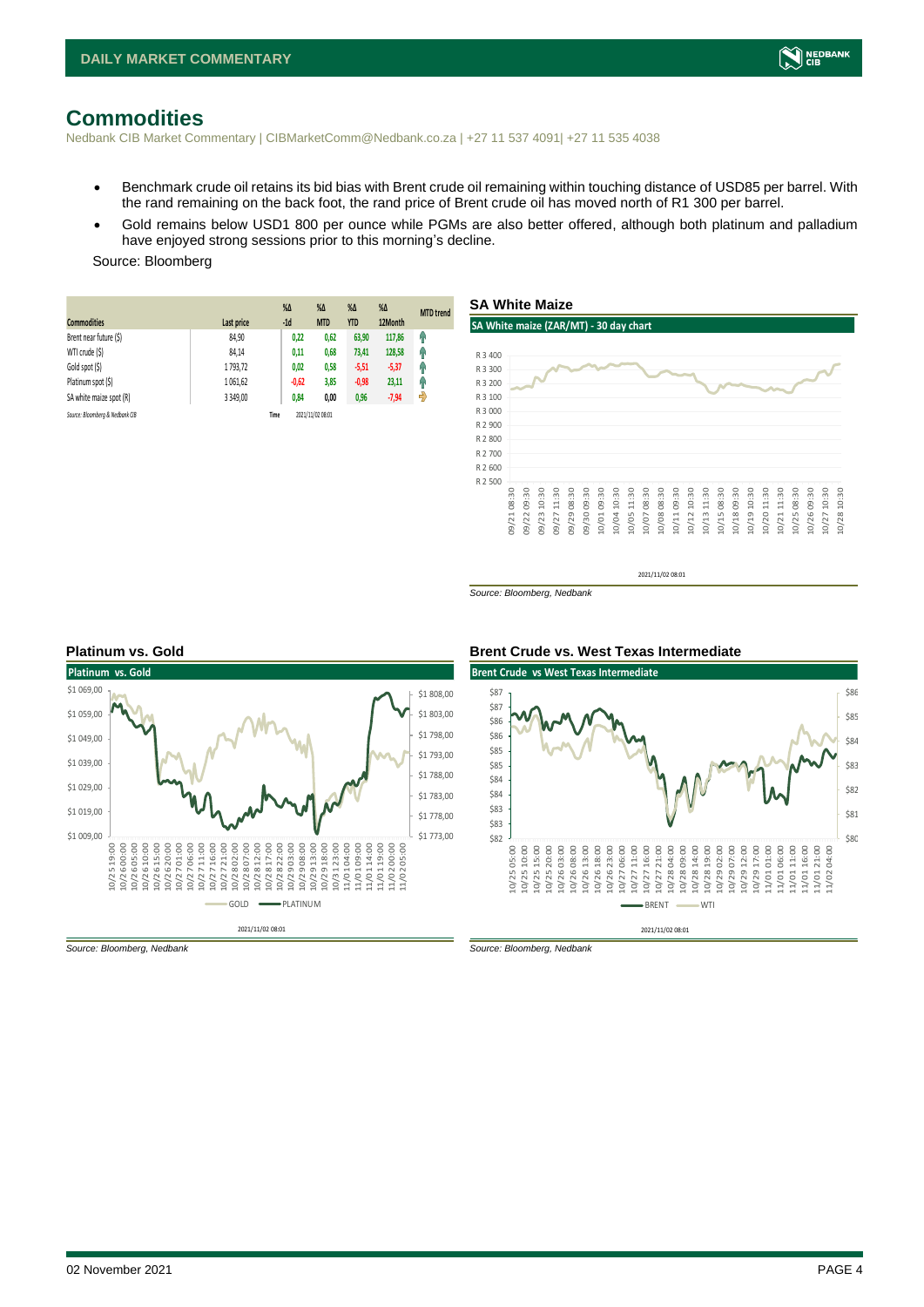# Commodities

Nedbank CIB Market Commentary | CIBMarketComm@Nedbank.co.za | +27 11 537 4091| +27 11 535 4038

- Benchmark crude oil retains its bid bias with Brent crude oil remaining within touching distance of USD85 per barrel. With the rand remaining on the back foot, the rand price of Brent crude oil has moved north of R1 300 per barrel.
- Gold remains below USD1 800 per ounce while PGMs are also better offered, although both platinum and palladium have enjoyed strong sessions prior to this morning's decline.

Source: Bloomberg

| Commodities | Last price | %Δ -1d | %Δ MTD | %Δ YTD | %Δ 12Month | MTD trend |
|---|---|---|---|---|---|---|
| Brent near future ($) | 84,90 | 0,22 | 0,62 | 63,90 | 117,86 | ↑ |
| WTI crude ($) | 84,14 | 0,11 | 0,68 | 73,41 | 128,58 | ↑ |
| Gold spot ($) | 1 793,72 | 0,02 | 0,58 | -5,51 | -5,37 | ↑ |
| Platinum spot ($) | 1 061,62 | -0,62 | 3,85 | -0,98 | 23,11 | ↑ |
| SA white maize spot (R) | 3 349,00 | 0,84 | 0,00 | 0,96 | -7,94 | → |

Source: Bloomberg & Nedbank CIB Time 2021/11/02 08:01

## SA White Maize

Source: Bloomberg, Nedbank

## Platinum vs. Gold

Source: Bloomberg, Nedbank

## Brent Crude vs. West Texas Intermediate

Source: Bloomberg, Nedbank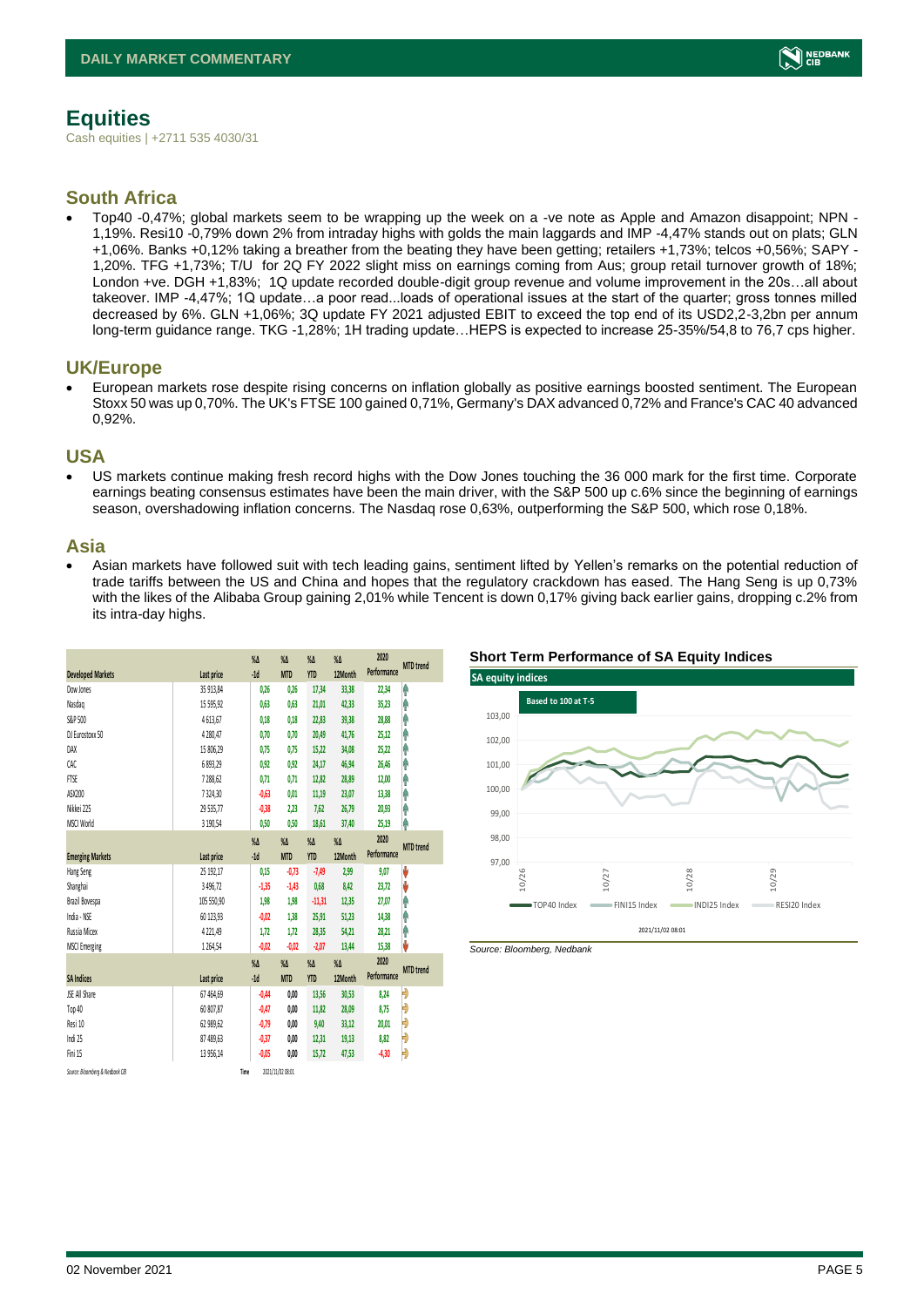# Equities

Cash equities | +2711 535 4030/31

## South Africa

- Top40 -0,47%; global markets seem to be wrapping up the week on a -ve note as Apple and Amazon disappoint; NPN -1,19%. Resi10 -0,79% down 2% from intraday highs with golds the main laggards and IMP -4,47% stands out on plats; GLN +1,06%. Banks +0,12% taking a breather from the beating they have been getting; retailers +1,73%; telcos +0,56%; SAPY -1,20%. TFG +1,73%; T/U for 2Q FY 2022 slight miss on earnings coming from Aus; group retail turnover growth of 18%; London +ve. DGH +1,83%; 1Q update recorded double-digit group revenue and volume improvement in the 20s…all about takeover. IMP -4,47%; 1Q update…a poor read...loads of operational issues at the start of the quarter; gross tonnes milled decreased by 6%. GLN +1,06%; 3Q update FY 2021 adjusted EBIT to exceed the top end of its USD2,2-3,2bn per annum long-term guidance range. TKG -1,28%; 1H trading update…HEPS is expected to increase 25-35%/54,8 to 76,7 cps higher.

## UK/Europe

- European markets rose despite rising concerns on inflation globally as positive earnings boosted sentiment. The European Stoxx 50 was up 0,70%. The UK's FTSE 100 gained 0,71%, Germany's DAX advanced 0,72% and France's CAC 40 advanced 0,92%.

## USA

- US markets continue making fresh record highs with the Dow Jones touching the 36 000 mark for the first time. Corporate earnings beating consensus estimates have been the main driver, with the S&P 500 up c.6% since the beginning of earnings season, overshadowing inflation concerns. The Nasdaq rose 0,63%, outperforming the S&P 500, which rose 0,18%.

## Asia

- Asian markets have followed suit with tech leading gains, sentiment lifted by Yellen's remarks on the potential reduction of trade tariffs between the US and China and hopes that the regulatory crackdown has eased. The Hang Seng is up 0,73% with the likes of the Alibaba Group gaining 2,01% while Tencent is down 0,17% giving back earlier gains, dropping c.2% from its intra-day highs.

| Developed Markets | Last price | %Δ -1d | %Δ MTD | %Δ YTD | %Δ 12Month | 2020 Performance | MTD trend |
|---|---|---|---|---|---|---|---|
| Dow Jones | 35 913,84 | 0,26 | 0,26 | 17,34 | 33,38 | 22,34 | ↑ |
| Nasdaq | 15 595,92 | 0,63 | 0,63 | 21,01 | 42,33 | 35,23 | ↑ |
| S&P 500 | 4 613,67 | 0,18 | 0,18 | 22,83 | 39,38 | 28,88 | ↑ |
| DJ Eurostoxx 50 | 4 280,47 | 0,70 | 0,70 | 20,49 | 41,76 | 25,12 | ↑ |
| DAX | 15 806,29 | 0,75 | 0,75 | 15,22 | 34,08 | 25,22 | ↑ |
| CAC | 6 893,29 | 0,92 | 0,92 | 24,17 | 46,94 | 26,46 | ↑ |
| FTSE | 7 288,62 | 0,71 | 0,71 | 12,82 | 28,89 | 12,00 | ↑ |
| ASX200 | 7 324,30 | -0,63 | 0,01 | 11,19 | 23,07 | 13,38 | ↑ |
| Nikkei 225 | 29 535,77 | -0,38 | 2,23 | 7,62 | 26,79 | 20,93 | ↑ |
| MSCI World | 3 190,54 | 0,50 | 0,50 | 18,61 | 37,40 | 25,19 | ↑ |
| **Emerging Markets** | **Last price** | **%Δ -1d** | **%Δ MTD** | **%Δ YTD** | **%Δ 12Month** | **2020 Performance** | **MTD trend** |
| Hang Seng | 25 192,17 | 0,15 | -0,73 | -7,49 | 2,99 | 9,07 | ↓ |
| Shanghai | 3 496,72 | -1,35 | -1,43 | 0,68 | 8,42 | 23,72 | ↓ |
| Brazil Bovespa | 105 550,90 | 1,98 | 1,98 | -11,31 | 12,35 | 27,07 | ↑ |
| India - NSE | 60 123,93 | -0,02 | 1,38 | 25,91 | 51,23 | 14,38 | ↑ |
| Russia Micex | 4 221,49 | 1,72 | 1,72 | 28,35 | 54,21 | 28,21 | ↑ |
| MSCI Emerging | 1 264,54 | -0,02 | -0,02 | -2,07 | 13,44 | 15,38 | ↓ |
| **SA Indices** | **Last price** | **%Δ -1d** | **%Δ MTD** | **%Δ YTD** | **%Δ 12Month** | **2020 Performance** | **MTD trend** |
| JSE All Share | 67 464,69 | -0,44 | 0,00 | 13,56 | 30,53 | 8,24 | → |
| Top 40 | 60 807,87 | -0,47 | 0,00 | 11,82 | 28,09 | 8,75 | → |
| Resi 10 | 62 989,62 | -0,79 | 0,00 | 9,40 | 33,12 | 20,01 | → |
| Indi 25 | 87 489,63 | -0,37 | 0,00 | 12,31 | 19,13 | 8,82 | → |
| Fini 15 | 13 956,14 | -0,05 | 0,00 | 15,72 | 47,53 | -4,30 | → |

Source: Bloomberg & Nedbank CIB | Time 2021/11/02 08:01

### Short Term Performance of SA Equity Indices

Source: Bloomberg, Nedbank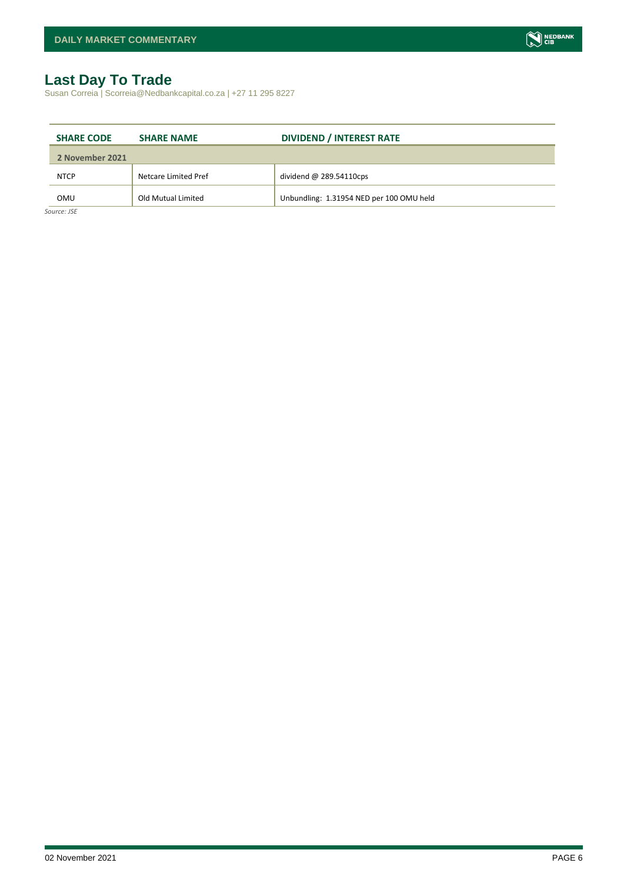# Last Day To Trade

Susan Correia | Scorreia@Nedbankcapital.co.za | +27 11 295 8227

| SHARE CODE | SHARE NAME | DIVIDEND / INTEREST RATE |
|---|---|---|
| **2 November 2021** | | |
| NTCP | Netcare Limited Pref | dividend @ 289.54110cps |
| OMU | Old Mutual Limited | Unbundling: 1.31954 NED per 100 OMU held |

*Source: JSE*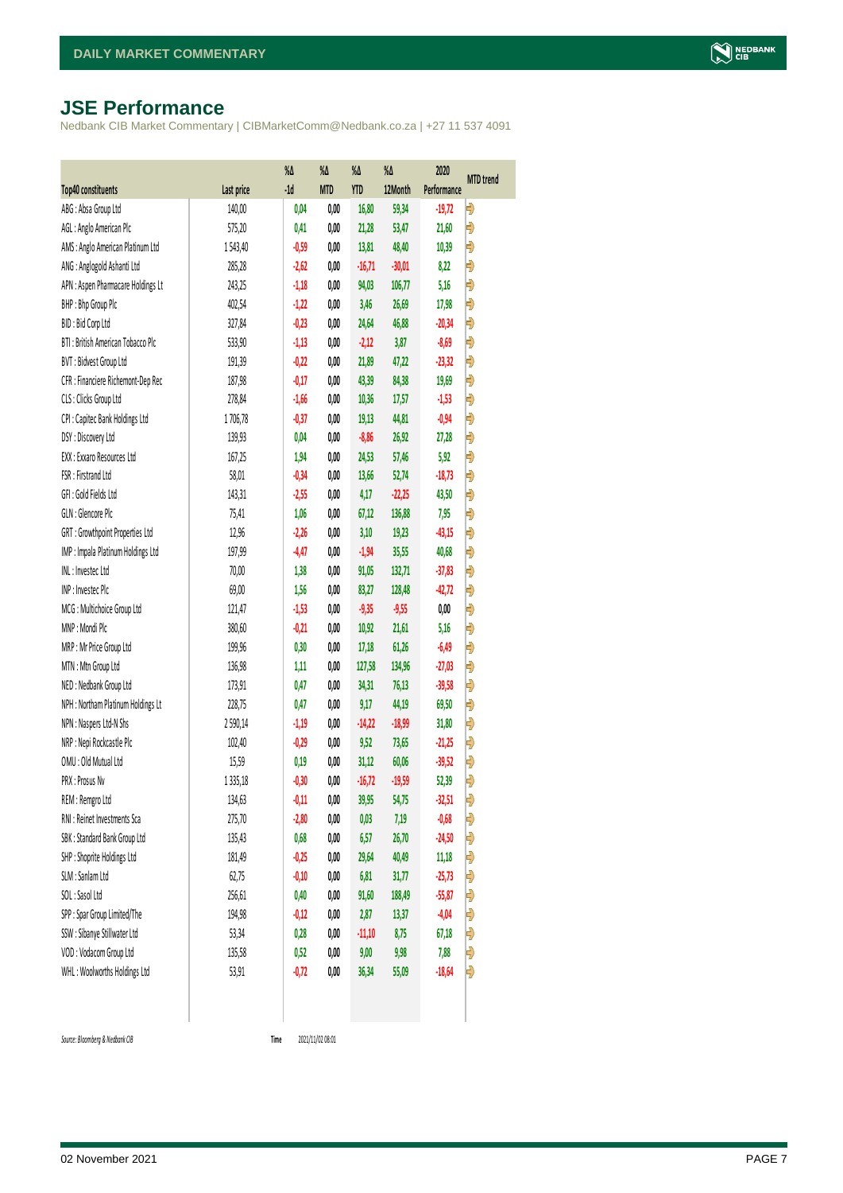## JSE Performance

Nedbank CIB Market Commentary | CIBMarketComm@Nedbank.co.za | +27 11 537 4091

| Top40 constituents | Last price | %Δ -1d | %Δ MTD | %Δ YTD | %Δ 12Month | 2020 Performance | MTD trend |
|---|---|---|---|---|---|---|---|
| ABG : Absa Group Ltd | 140,00 | 0,04 | 0,00 | 16,80 | 59,34 | -19,72 | ➡ |
| AGL : Anglo American Plc | 575,20 | 0,41 | 0,00 | 21,28 | 53,47 | 21,60 | ➡ |
| AMS : Anglo American Platinum Ltd | 1 543,40 | -0,59 | 0,00 | 13,81 | 48,40 | 10,39 | ➡ |
| ANG : Anglogold Ashanti Ltd | 285,28 | -2,62 | 0,00 | -16,71 | -30,01 | 8,22 | ➡ |
| APN : Aspen Pharmacare Holdings Lt | 243,25 | -1,18 | 0,00 | 94,03 | 106,77 | 5,16 | ➡ |
| BHP : Bhp Group Plc | 402,54 | -1,22 | 0,00 | 3,46 | 26,69 | 17,98 | ➡ |
| BID : Bid Corp Ltd | 327,84 | -0,23 | 0,00 | 24,64 | 46,88 | -20,34 | ➡ |
| BTI : British American Tobacco Plc | 533,90 | -1,13 | 0,00 | -2,12 | 3,87 | -8,69 | ➡ |
| BVT : Bidvest Group Ltd | 191,39 | -0,22 | 0,00 | 21,89 | 47,22 | -23,32 | ➡ |
| CFR : Financiere Richemont-Dep Rec | 187,98 | -0,17 | 0,00 | 43,39 | 84,38 | 19,69 | ➡ |
| CLS : Clicks Group Ltd | 278,84 | -1,66 | 0,00 | 10,36 | 17,57 | -1,53 | ➡ |
| CPI : Capitec Bank Holdings Ltd | 1 706,78 | -0,37 | 0,00 | 19,13 | 44,81 | -0,94 | ➡ |
| DSY : Discovery Ltd | 139,93 | 0,04 | 0,00 | -8,86 | 26,92 | 27,28 | ➡ |
| EXX : Exxaro Resources Ltd | 167,25 | 1,94 | 0,00 | 24,53 | 57,46 | 5,92 | ➡ |
| FSR : Firstrand Ltd | 58,01 | -0,34 | 0,00 | 13,66 | 52,74 | -18,73 | ➡ |
| GFI : Gold Fields Ltd | 143,31 | -2,55 | 0,00 | 4,17 | -22,25 | 43,50 | ➡ |
| GLN : Glencore Plc | 75,41 | 1,06 | 0,00 | 67,12 | 136,88 | 7,95 | ➡ |
| GRT : Growthpoint Properties Ltd | 12,96 | -2,26 | 0,00 | 3,10 | 19,23 | -43,15 | ➡ |
| IMP : Impala Platinum Holdings Ltd | 197,99 | -4,47 | 0,00 | -1,94 | 35,55 | 40,68 | ➡ |
| INL : Investec Ltd | 70,00 | 1,38 | 0,00 | 91,05 | 132,71 | -37,83 | ➡ |
| INP : Investec Plc | 69,00 | 1,56 | 0,00 | 83,27 | 128,48 | -42,72 | ➡ |
| MCG : Multichoice Group Ltd | 121,47 | -1,53 | 0,00 | -9,35 | -9,55 | 0,00 | ➡ |
| MNP : Mondi Plc | 380,60 | -0,21 | 0,00 | 10,92 | 21,61 | 5,16 | ➡ |
| MRP : Mr Price Group Ltd | 199,96 | 0,30 | 0,00 | 17,18 | 61,26 | -6,49 | ➡ |
| MTN : Mtn Group Ltd | 136,98 | 1,11 | 0,00 | 127,58 | 134,96 | -27,03 | ➡ |
| NED : Nedbank Group Ltd | 173,91 | 0,47 | 0,00 | 34,31 | 76,13 | -39,58 | ➡ |
| NPH : Northam Platinum Holdings Lt | 228,75 | 0,47 | 0,00 | 9,17 | 44,19 | 69,50 | ➡ |
| NPN : Naspers Ltd-N Shs | 2 590,14 | -1,19 | 0,00 | -14,22 | -18,99 | 31,80 | ➡ |
| NRP : Nepi Rockcastle Plc | 102,40 | -0,29 | 0,00 | 9,52 | 73,65 | -21,25 | ➡ |
| OMU : Old Mutual Ltd | 15,59 | 0,19 | 0,00 | 31,12 | 60,06 | -39,52 | ➡ |
| PRX : Prosus Nv | 1 335,18 | -0,30 | 0,00 | -16,72 | -19,59 | 52,39 | ➡ |
| REM : Remgro Ltd | 134,63 | -0,11 | 0,00 | 39,95 | 54,75 | -32,51 | ➡ |
| RNI : Reinet Investments Sca | 275,70 | -2,80 | 0,00 | 0,03 | 7,19 | -0,68 | ➡ |
| SBK : Standard Bank Group Ltd | 135,43 | 0,68 | 0,00 | 6,57 | 26,70 | -24,50 | ➡ |
| SHP : Shoprite Holdings Ltd | 181,49 | -0,25 | 0,00 | 29,64 | 40,49 | 11,18 | ➡ |
| SLM : Sanlam Ltd | 62,75 | -0,10 | 0,00 | 6,81 | 31,77 | -25,73 | ➡ |
| SOL : Sasol Ltd | 256,61 | 0,40 | 0,00 | 91,60 | 188,49 | -55,87 | ➡ |
| SPP : Spar Group Limited/The | 194,98 | -0,12 | 0,00 | 2,87 | 13,37 | -4,04 | ➡ |
| SSW : Sibanye Stillwater Ltd | 53,34 | 0,28 | 0,00 | -11,10 | 8,75 | 67,18 | ➡ |
| VOD : Vodacom Group Ltd | 135,58 | 0,52 | 0,00 | 9,00 | 9,98 | 7,88 | ➡ |
| WHL : Woolworths Holdings Ltd | 53,91 | -0,72 | 0,00 | 36,34 | 55,09 | -18,64 | ➡ |

*Source: Bloomberg & Nedbank CIB* **Time** 2021/11/02 08:01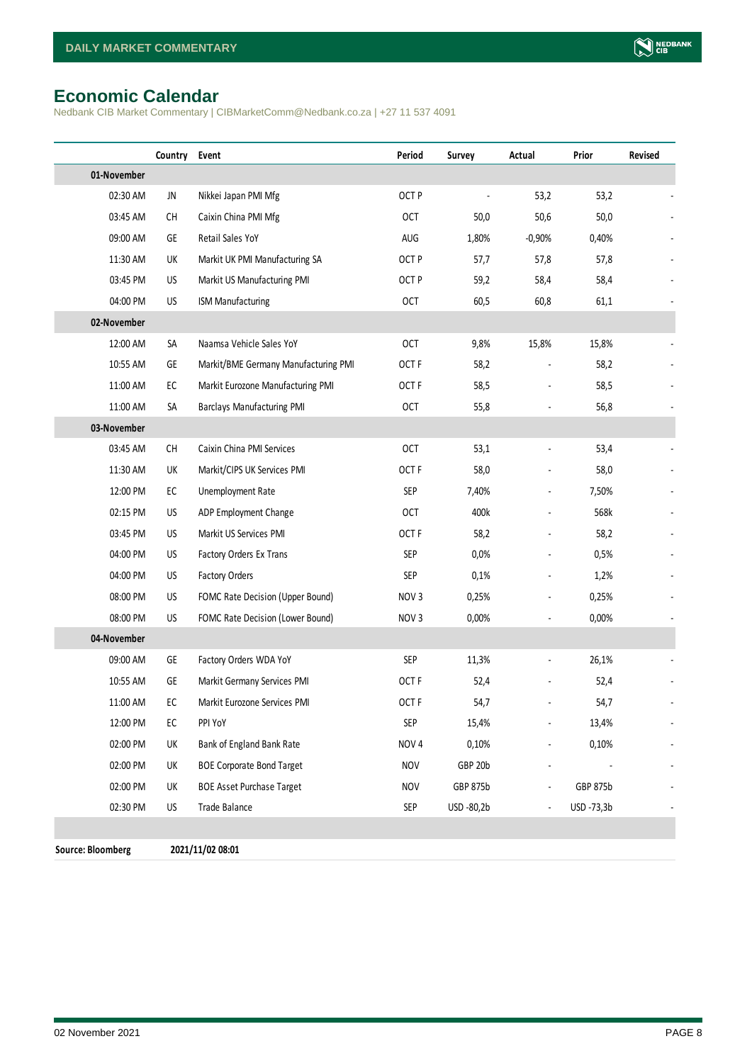# Economic Calendar

Nedbank CIB Market Commentary | CIBMarketComm@Nedbank.co.za | +27 11 537 4091

| | Country | Event | Period | Survey | Actual | Prior | Revised |
|---|---|---|---|---|---|---|---|
| **01-November** | | | | | | | |
| 02:30 AM | JN | Nikkei Japan PMI Mfg | OCT P | - | 53,2 | 53,2 | - |
| 03:45 AM | CH | Caixin China PMI Mfg | OCT | 50,0 | 50,6 | 50,0 | - |
| 09:00 AM | GE | Retail Sales YoY | AUG | 1,80% | -0,90% | 0,40% | - |
| 11:30 AM | UK | Markit UK PMI Manufacturing SA | OCT P | 57,7 | 57,8 | 57,8 | - |
| 03:45 PM | US | Markit US Manufacturing PMI | OCT P | 59,2 | 58,4 | 58,4 | - |
| 04:00 PM | US | ISM Manufacturing | OCT | 60,5 | 60,8 | 61,1 | - |
| **02-November** | | | | | | | |
| 12:00 AM | SA | Naamsa Vehicle Sales YoY | OCT | 9,8% | 15,8% | 15,8% | - |
| 10:55 AM | GE | Markit/BME Germany Manufacturing PMI | OCT F | 58,2 | - | 58,2 | - |
| 11:00 AM | EC | Markit Eurozone Manufacturing PMI | OCT F | 58,5 | - | 58,5 | - |
| 11:00 AM | SA | Barclays Manufacturing PMI | OCT | 55,8 | - | 56,8 | - |
| **03-November** | | | | | | | |
| 03:45 AM | CH | Caixin China PMI Services | OCT | 53,1 | - | 53,4 | - |
| 11:30 AM | UK | Markit/CIPS UK Services PMI | OCT F | 58,0 | - | 58,0 | - |
| 12:00 PM | EC | Unemployment Rate | SEP | 7,40% | - | 7,50% | - |
| 02:15 PM | US | ADP Employment Change | OCT | 400k | - | 568k | - |
| 03:45 PM | US | Markit US Services PMI | OCT F | 58,2 | - | 58,2 | - |
| 04:00 PM | US | Factory Orders Ex Trans | SEP | 0,0% | - | 0,5% | - |
| 04:00 PM | US | Factory Orders | SEP | 0,1% | - | 1,2% | - |
| 08:00 PM | US | FOMC Rate Decision (Upper Bound) | NOV 3 | 0,25% | - | 0,25% | - |
| 08:00 PM | US | FOMC Rate Decision (Lower Bound) | NOV 3 | 0,00% | - | 0,00% | - |
| **04-November** | | | | | | | |
| 09:00 AM | GE | Factory Orders WDA YoY | SEP | 11,3% | - | 26,1% | - |
| 10:55 AM | GE | Markit Germany Services PMI | OCT F | 52,4 | - | 52,4 | - |
| 11:00 AM | EC | Markit Eurozone Services PMI | OCT F | 54,7 | - | 54,7 | - |
| 12:00 PM | EC | PPI YoY | SEP | 15,4% | - | 13,4% | - |
| 02:00 PM | UK | Bank of England Bank Rate | NOV 4 | 0,10% | - | 0,10% | - |
| 02:00 PM | UK | BOE Corporate Bond Target | NOV | GBP 20b | - | - | - |
| 02:00 PM | UK | BOE Asset Purchase Target | NOV | GBP 875b | - | GBP 875b | - |
| 02:30 PM | US | Trade Balance | SEP | USD -80,2b | - | USD -73,3b | - |

**Source: Bloomberg** **2021/11/02 08:01**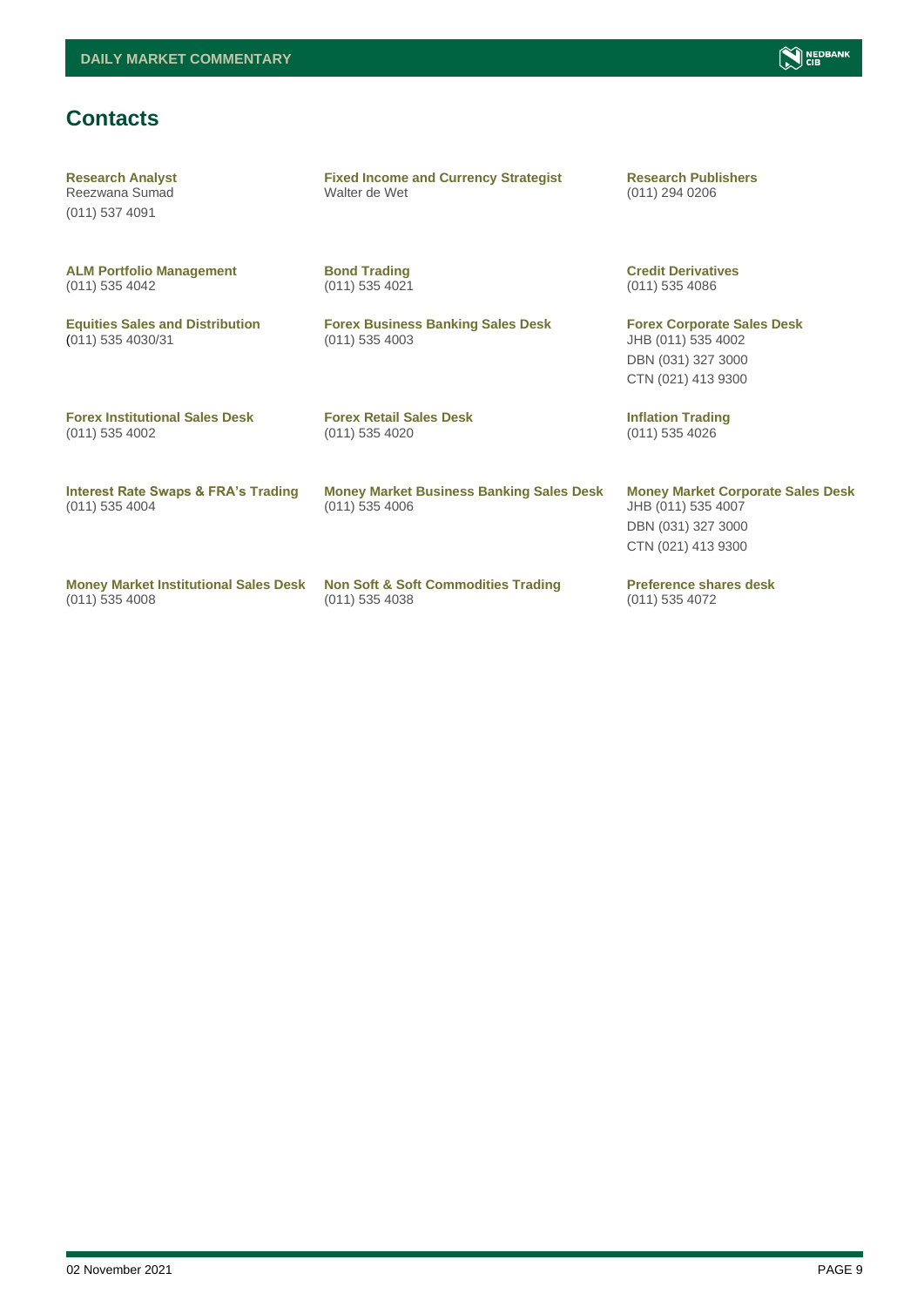## Contacts

**Research Analyst**
Reezwana Sumad
(011) 537 4091

**Fixed Income and Currency Strategist**
Walter de Wet

**Research Publishers**
(011) 294 0206

**ALM Portfolio Management**
(011) 535 4042

**Bond Trading**
(011) 535 4021

**Credit Derivatives**
(011) 535 4086

**Equities Sales and Distribution**
(011) 535 4030/31

**Forex Business Banking Sales Desk**
(011) 535 4003

**Forex Corporate Sales Desk**
JHB (011) 535 4002
DBN (031) 327 3000
CTN (021) 413 9300

**Forex Institutional Sales Desk**
(011) 535 4002

**Forex Retail Sales Desk**
(011) 535 4020

**Inflation Trading**
(011) 535 4026

**Interest Rate Swaps & FRA's Trading**
(011) 535 4004

**Money Market Business Banking Sales Desk**
(011) 535 4006

**Money Market Corporate Sales Desk**
JHB (011) 535 4007
DBN (031) 327 3000
CTN (021) 413 9300

**Money Market Institutional Sales Desk**
(011) 535 4008

**Non Soft & Soft Commodities Trading**
(011) 535 4038

**Preference shares desk**
(011) 535 4072